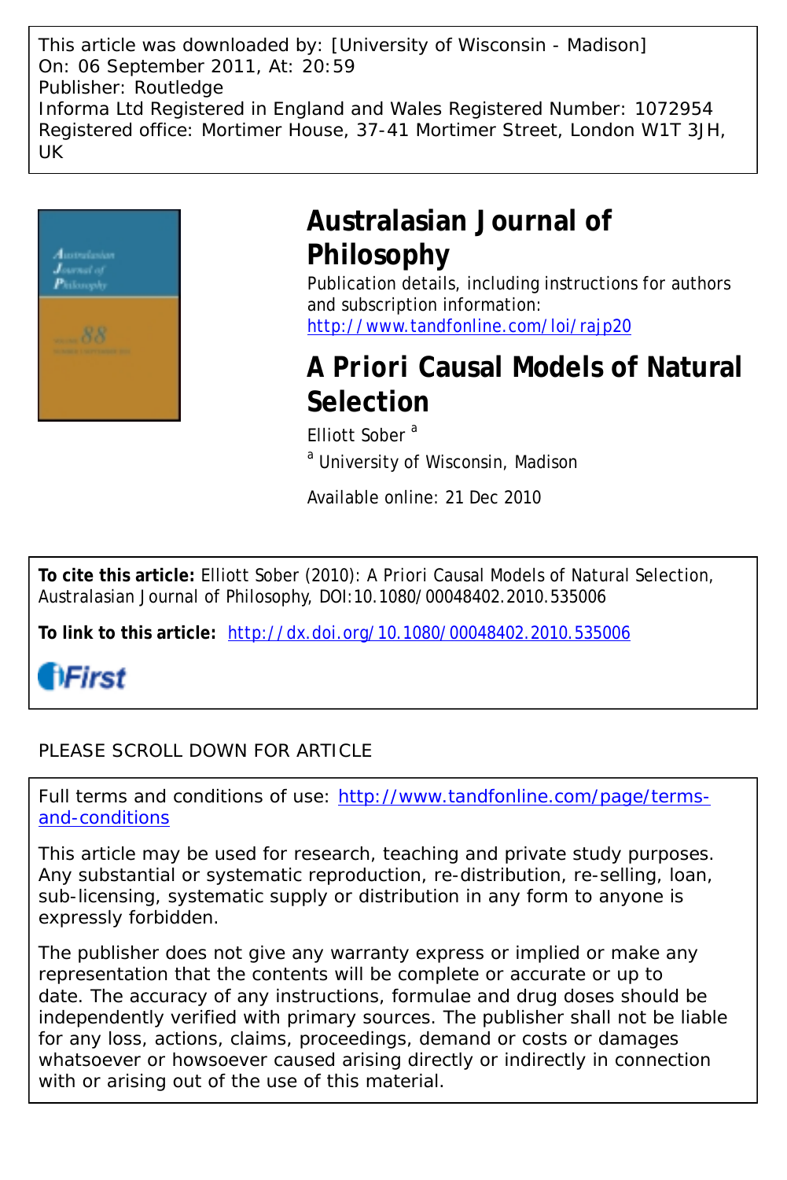This article was downloaded by: [University of Wisconsin - Madison]
On: 06 September 2011, At: 20:59
Publisher: Routledge
Informa Ltd Registered in England and Wales Registered Number: 1072954
Registered office: Mortimer House, 37-41 Mortimer Street, London W1T 3JH, UK

# Australasian Journal of Philosophy

Publication details, including instructions for authors and subscription information:
http://www.tandfonline.com/loi/rajp20

# A Priori Causal Models of Natural Selection

Elliott Sober [a]

[a] University of Wisconsin, Madison

Available online: 21 Dec 2010

**To cite this article:** Elliott Sober (2010): A Priori Causal Models of Natural Selection, Australasian Journal of Philosophy, DOI:10.1080/00048402.2010.535006

**To link to this article:** http://dx.doi.org/10.1080/00048402.2010.535006

iFirst

PLEASE SCROLL DOWN FOR ARTICLE

Full terms and conditions of use: http://www.tandfonline.com/page/terms-and-conditions

This article may be used for research, teaching and private study purposes. Any substantial or systematic reproduction, re-distribution, re-selling, loan, sub-licensing, systematic supply or distribution in any form to anyone is expressly forbidden.

The publisher does not give any warranty express or implied or make any representation that the contents will be complete or accurate or up to date. The accuracy of any instructions, formulae and drug doses should be independently verified with primary sources. The publisher shall not be liable for any loss, actions, claims, proceedings, demand or costs or damages whatsoever or howsoever caused arising directly or indirectly in connection with or arising out of the use of this material.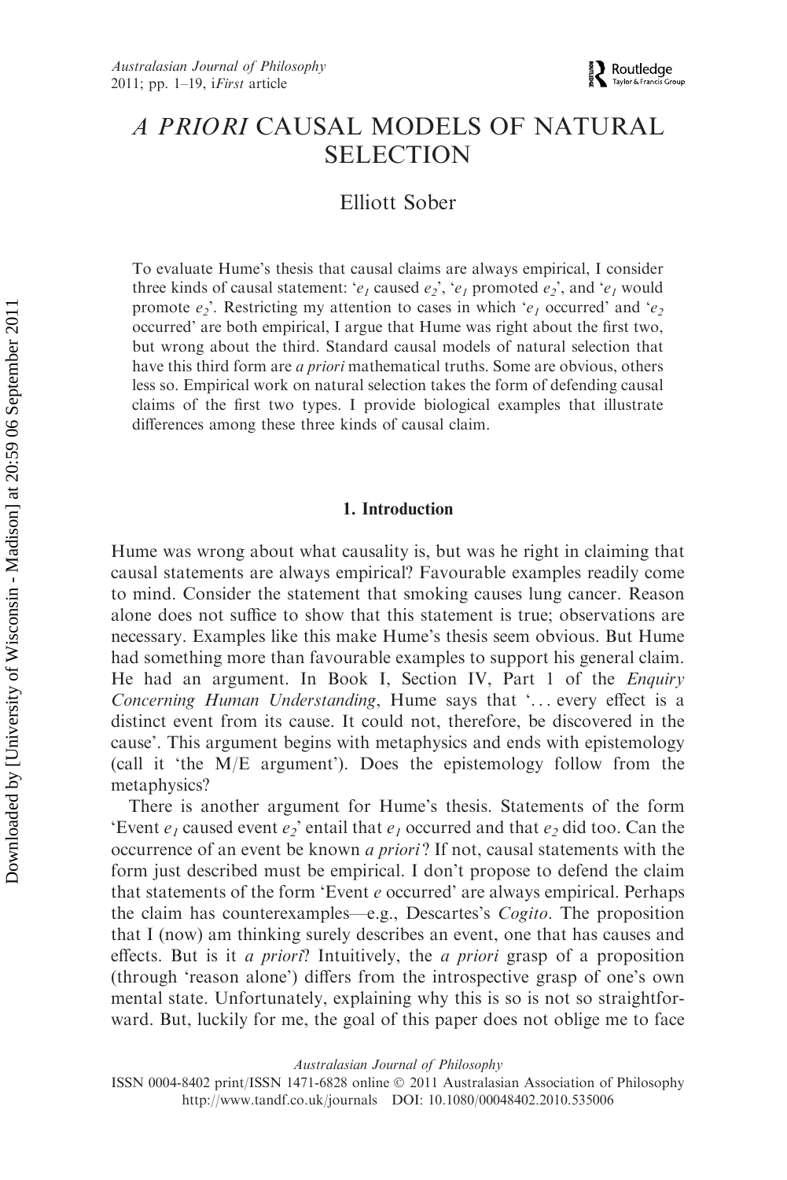# *A PRIORI* CAUSAL MODELS OF NATURAL SELECTION

## Elliott Sober

To evaluate Hume's thesis that causal claims are always empirical, I consider three kinds of causal statement: '$e_1$ caused $e_2$', '$e_1$ promoted $e_2$', and '$e_1$ would promote $e_2$'. Restricting my attention to cases in which '$e_1$ occurred' and '$e_2$ occurred' are both empirical, I argue that Hume was right about the first two, but wrong about the third. Standard causal models of natural selection that have this third form are *a priori* mathematical truths. Some are obvious, others less so. Empirical work on natural selection takes the form of defending causal claims of the first two types. I provide biological examples that illustrate differences among these three kinds of causal claim.

## 1. Introduction

Hume was wrong about what causality is, but was he right in claiming that causal statements are always empirical? Favourable examples readily come to mind. Consider the statement that smoking causes lung cancer. Reason alone does not suffice to show that this statement is true; observations are necessary. Examples like this make Hume's thesis seem obvious. But Hume had something more than favourable examples to support his general claim. He had an argument. In Book I, Section IV, Part 1 of the *Enquiry Concerning Human Understanding*, Hume says that '... every effect is a distinct event from its cause. It could not, therefore, be discovered in the cause'. This argument begins with metaphysics and ends with epistemology (call it 'the M/E argument'). Does the epistemology follow from the metaphysics?

There is another argument for Hume's thesis. Statements of the form 'Event $e_1$ caused event $e_2$' entail that $e_1$ occurred and that $e_2$ did too. Can the occurrence of an event be known *a priori*? If not, causal statements with the form just described must be empirical. I don't propose to defend the claim that statements of the form 'Event $e$ occurred' are always empirical. Perhaps the claim has counterexamples—e.g., Descartes's *Cogito*. The proposition that I (now) am thinking surely describes an event, one that has causes and effects. But is it *a priori*? Intuitively, the *a priori* grasp of a proposition (through 'reason alone') differs from the introspective grasp of one's own mental state. Unfortunately, explaining why this is so is not so straightforward. But, luckily for me, the goal of this paper does not oblige me to face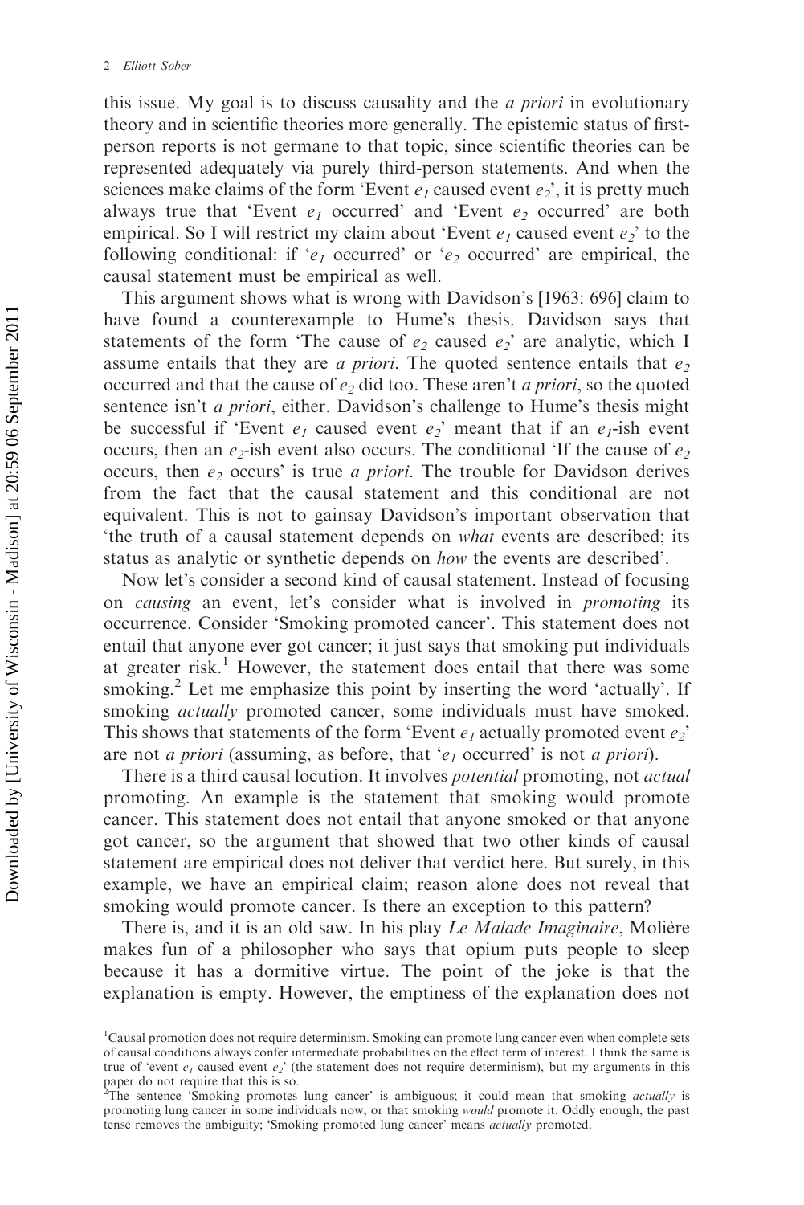this issue. My goal is to discuss causality and the *a priori* in evolutionary theory and in scientific theories more generally. The epistemic status of first-person reports is not germane to that topic, since scientific theories can be represented adequately via purely third-person statements. And when the sciences make claims of the form 'Event $e_1$ caused event $e_2$', it is pretty much always true that 'Event $e_1$ occurred' and 'Event $e_2$ occurred' are both empirical. So I will restrict my claim about 'Event $e_1$ caused event $e_2$' to the following conditional: if '$e_1$ occurred' or '$e_2$ occurred' are empirical, the causal statement must be empirical as well.

This argument shows what is wrong with Davidson's [1963: 696] claim to have found a counterexample to Hume's thesis. Davidson says that statements of the form 'The cause of $e_2$ caused $e_2$' are analytic, which I assume entails that they are *a priori*. The quoted sentence entails that $e_2$ occurred and that the cause of $e_2$ did too. These aren't *a priori*, so the quoted sentence isn't *a priori*, either. Davidson's challenge to Hume's thesis might be successful if 'Event $e_1$ caused event $e_2$' meant that if an $e_1$-ish event occurs, then an $e_2$-ish event also occurs. The conditional 'If the cause of $e_2$ occurs, then $e_2$ occurs' is true *a priori*. The trouble for Davidson derives from the fact that the causal statement and this conditional are not equivalent. This is not to gainsay Davidson's important observation that 'the truth of a causal statement depends on *what* events are described; its status as analytic or synthetic depends on *how* the events are described'.

Now let's consider a second kind of causal statement. Instead of focusing on *causing* an event, let's consider what is involved in *promoting* its occurrence. Consider 'Smoking promoted cancer'. This statement does not entail that anyone ever got cancer; it just says that smoking put individuals at greater risk.[1] However, the statement does entail that there was some smoking.[2] Let me emphasize this point by inserting the word 'actually'. If smoking *actually* promoted cancer, some individuals must have smoked. This shows that statements of the form 'Event $e_1$ actually promoted event $e_2$' are not *a priori* (assuming, as before, that '$e_1$ occurred' is not *a priori*).

There is a third causal locution. It involves *potential* promoting, not *actual* promoting. An example is the statement that smoking would promote cancer. This statement does not entail that anyone smoked or that anyone got cancer, so the argument that showed that two other kinds of causal statement are empirical does not deliver that verdict here. But surely, in this example, we have an empirical claim; reason alone does not reveal that smoking would promote cancer. Is there an exception to this pattern?

There is, and it is an old saw. In his play *Le Malade Imaginaire*, Molière makes fun of a philosopher who says that opium puts people to sleep because it has a dormitive virtue. The point of the joke is that the explanation is empty. However, the emptiness of the explanation does not

[1]Causal promotion does not require determinism. Smoking can promote lung cancer even when complete sets of causal conditions always confer intermediate probabilities on the effect term of interest. I think the same is true of 'event $e_1$ caused event $e_2$' (the statement does not require determinism), but my arguments in this paper do not require that this is so.

[2]The sentence 'Smoking promotes lung cancer' is ambiguous; it could mean that smoking *actually* is promoting lung cancer in some individuals now, or that smoking *would* promote it. Oddly enough, the past tense removes the ambiguity; 'Smoking promoted lung cancer' means *actually* promoted.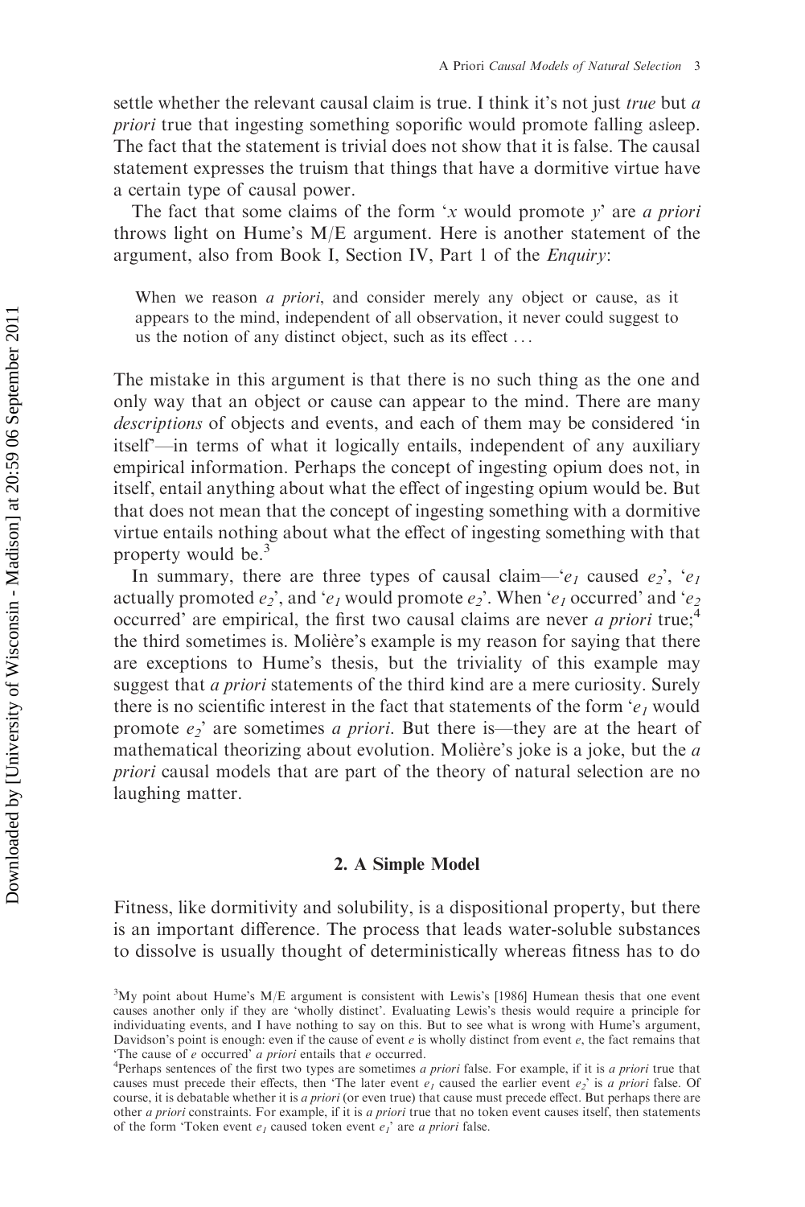settle whether the relevant causal claim is true. I think it's not just *true* but *a priori* true that ingesting something soporific would promote falling asleep. The fact that the statement is trivial does not show that it is false. The causal statement expresses the truism that things that have a dormitive virtue have a certain type of causal power.

The fact that some claims of the form '*x* would promote *y*' are *a priori* throws light on Hume's M/E argument. Here is another statement of the argument, also from Book I, Section IV, Part 1 of the *Enquiry*:

> When we reason *a priori*, and consider merely any object or cause, as it appears to the mind, independent of all observation, it never could suggest to us the notion of any distinct object, such as its effect ...

The mistake in this argument is that there is no such thing as the one and only way that an object or cause can appear to the mind. There are many *descriptions* of objects and events, and each of them may be considered 'in itself'—in terms of what it logically entails, independent of any auxiliary empirical information. Perhaps the concept of ingesting opium does not, in itself, entail anything about what the effect of ingesting opium would be. But that does not mean that the concept of ingesting something with a dormitive virtue entails nothing about what the effect of ingesting something with that property would be.[3]

In summary, there are three types of causal claim—'$e_1$ caused $e_2$', '$e_1$ actually promoted $e_2$', and '$e_1$ would promote $e_2$'. When '$e_1$ occurred' and '$e_2$ occurred' are empirical, the first two causal claims are never *a priori* true;[4] the third sometimes is. Molière's example is my reason for saying that there are exceptions to Hume's thesis, but the triviality of this example may suggest that *a priori* statements of the third kind are a mere curiosity. Surely there is no scientific interest in the fact that statements of the form '$e_1$ would promote $e_2$' are sometimes *a priori*. But there is—they are at the heart of mathematical theorizing about evolution. Molière's joke is a joke, but the *a priori* causal models that are part of the theory of natural selection are no laughing matter.

## 2. A Simple Model

Fitness, like dormitivity and solubility, is a dispositional property, but there is an important difference. The process that leads water-soluble substances to dissolve is usually thought of deterministically whereas fitness has to do

[3] My point about Hume's M/E argument is consistent with Lewis's [1986] Humean thesis that one event causes another only if they are 'wholly distinct'. Evaluating Lewis's thesis would require a principle for individuating events, and I have nothing to say on this. But to see what is wrong with Hume's argument, Davidson's point is enough: even if the cause of event *e* is wholly distinct from event *e*, the fact remains that 'The cause of *e* occurred' *a priori* entails that *e* occurred.

[4] Perhaps sentences of the first two types are sometimes *a priori* false. For example, if it is *a priori* true that causes must precede their effects, then 'The later event $e_1$ caused the earlier event $e_2$' is *a priori* false. Of course, it is debatable whether it is *a priori* (or even true) that cause must precede effect. But perhaps there are other *a priori* constraints. For example, if it is *a priori* true that no token event causes itself, then statements of the form 'Token event $e_1$ caused token event $e_1$' are *a priori* false.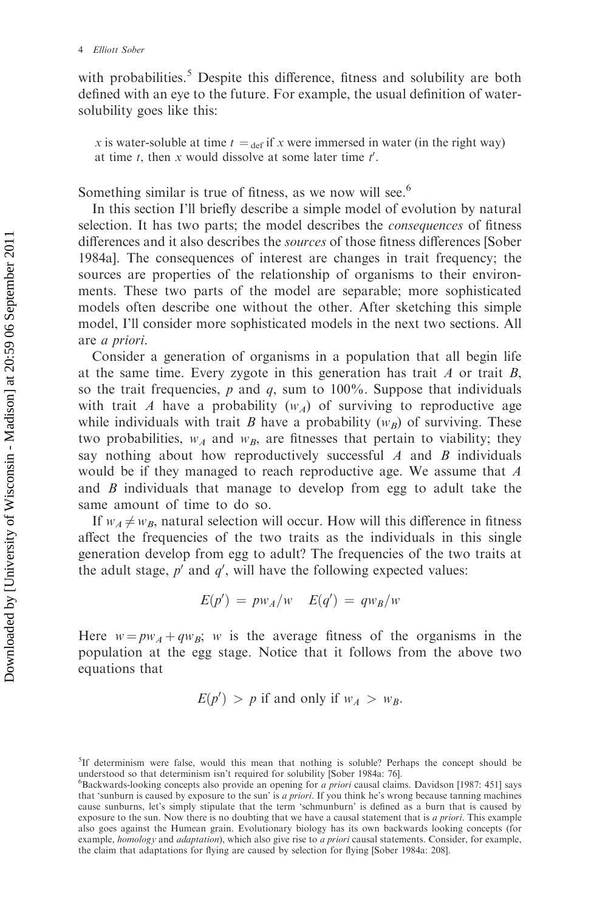with probabilities.[5] Despite this difference, fitness and solubility are both defined with an eye to the future. For example, the usual definition of water-solubility goes like this:

> $x$ is water-soluble at time $t =_{\text{def}}$ if $x$ were immersed in water (in the right way) at time $t$, then $x$ would dissolve at some later time $t'$.

Something similar is true of fitness, as we now will see.[6]

In this section I'll briefly describe a simple model of evolution by natural selection. It has two parts; the model describes the *consequences* of fitness differences and it also describes the *sources* of those fitness differences [Sober 1984a]. The consequences of interest are changes in trait frequency; the sources are properties of the relationship of organisms to their environments. These two parts of the model are separable; more sophisticated models often describe one without the other. After sketching this simple model, I'll consider more sophisticated models in the next two sections. All are *a priori*.

Consider a generation of organisms in a population that all begin life at the same time. Every zygote in this generation has trait $A$ or trait $B$, so the trait frequencies, $p$ and $q$, sum to 100%. Suppose that individuals with trait $A$ have a probability ($w_A$) of surviving to reproductive age while individuals with trait $B$ have a probability ($w_B$) of surviving. These two probabilities, $w_A$ and $w_B$, are fitnesses that pertain to viability; they say nothing about how reproductively successful $A$ and $B$ individuals would be if they managed to reach reproductive age. We assume that $A$ and $B$ individuals that manage to develop from egg to adult take the same amount of time to do so.

If $w_A \neq w_B$, natural selection will occur. How will this difference in fitness affect the frequencies of the two traits as the individuals in this single generation develop from egg to adult? The frequencies of the two traits at the adult stage, $p'$ and $q'$, will have the following expected values:

$$E(p') = pw_A/w \quad E(q') = qw_B/w$$

Here $w = pw_A + qw_B$; $w$ is the average fitness of the organisms in the population at the egg stage. Notice that it follows from the above two equations that

$$E(p') > p \text{ if and only if } w_A > w_B.$$

[5]If determinism were false, would this mean that nothing is soluble? Perhaps the concept should be understood so that determinism isn't required for solubility [Sober 1984a: 76].

[6]Backwards-looking concepts also provide an opening for *a priori* causal claims. Davidson [1987: 451] says that 'sunburn is caused by exposure to the sun' is *a priori*. If you think he's wrong because tanning machines cause sunburns, let's simply stipulate that the term 'schmunburn' is defined as a burn that is caused by exposure to the sun. Now there is no doubting that we have a causal statement that is *a priori*. This example also goes against the Humean grain. Evolutionary biology has its own backwards looking concepts (for example, *homology* and *adaptation*), which also give rise to *a priori* causal statements. Consider, for example, the claim that adaptations for flying are caused by selection for flying [Sober 1984a: 208].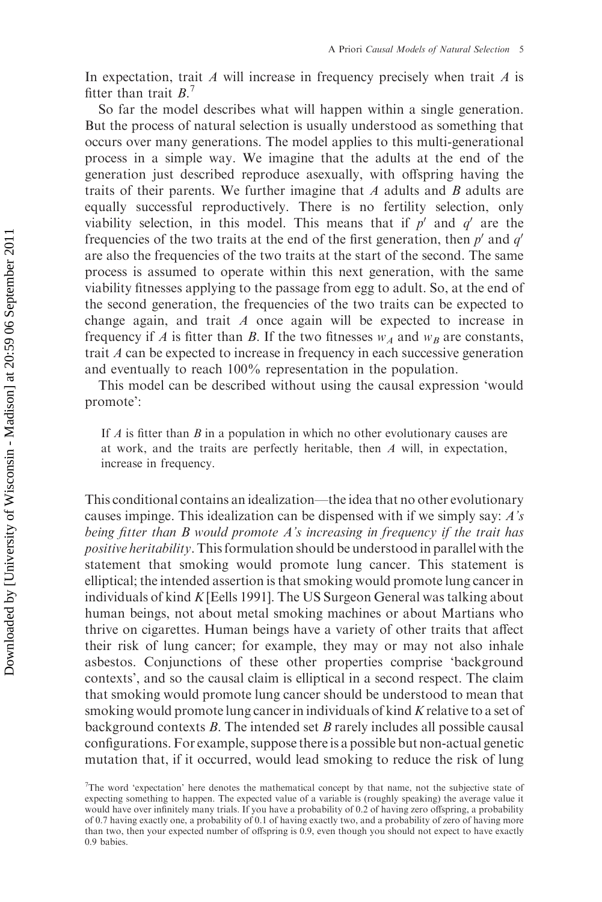In expectation, trait $A$ will increase in frequency precisely when trait $A$ is fitter than trait $B$.[7]

So far the model describes what will happen within a single generation. But the process of natural selection is usually understood as something that occurs over many generations. The model applies to this multi-generational process in a simple way. We imagine that the adults at the end of the generation just described reproduce asexually, with offspring having the traits of their parents. We further imagine that $A$ adults and $B$ adults are equally successful reproductively. There is no fertility selection, only viability selection, in this model. This means that if $p'$ and $q'$ are the frequencies of the two traits at the end of the first generation, then $p'$ and $q'$ are also the frequencies of the two traits at the start of the second. The same process is assumed to operate within this next generation, with the same viability fitnesses applying to the passage from egg to adult. So, at the end of the second generation, the frequencies of the two traits can be expected to change again, and trait $A$ once again will be expected to increase in frequency if $A$ is fitter than $B$. If the two fitnesses $w_A$ and $w_B$ are constants, trait $A$ can be expected to increase in frequency in each successive generation and eventually to reach 100% representation in the population.

This model can be described without using the causal expression 'would promote':

> If $A$ is fitter than $B$ in a population in which no other evolutionary causes are at work, and the traits are perfectly heritable, then $A$ will, in expectation, increase in frequency.

This conditional contains an idealization—the idea that no other evolutionary causes impinge. This idealization can be dispensed with if we simply say: *A's being fitter than B would promote A's increasing in frequency if the trait has positive heritability*. This formulation should be understood in parallel with the statement that smoking would promote lung cancer. This statement is elliptical; the intended assertion is that smoking would promote lung cancer in individuals of kind *K* [Eells 1991]. The US Surgeon General was talking about human beings, not about metal smoking machines or about Martians who thrive on cigarettes. Human beings have a variety of other traits that affect their risk of lung cancer; for example, they may or may not also inhale asbestos. Conjunctions of these other properties comprise 'background contexts', and so the causal claim is elliptical in a second respect. The claim that smoking would promote lung cancer should be understood to mean that smoking would promote lung cancer in individuals of kind *K* relative to a set of background contexts *B*. The intended set *B* rarely includes all possible causal configurations. For example, suppose there is a possible but non-actual genetic mutation that, if it occurred, would lead smoking to reduce the risk of lung

[7] The word 'expectation' here denotes the mathematical concept by that name, not the subjective state of expecting something to happen. The expected value of a variable is (roughly speaking) the average value it would have over infinitely many trials. If you have a probability of 0.2 of having zero offspring, a probability of 0.7 having exactly one, a probability of 0.1 of having exactly two, and a probability of zero of having more than two, then your expected number of offspring is 0.9, even though you should not expect to have exactly 0.9 babies.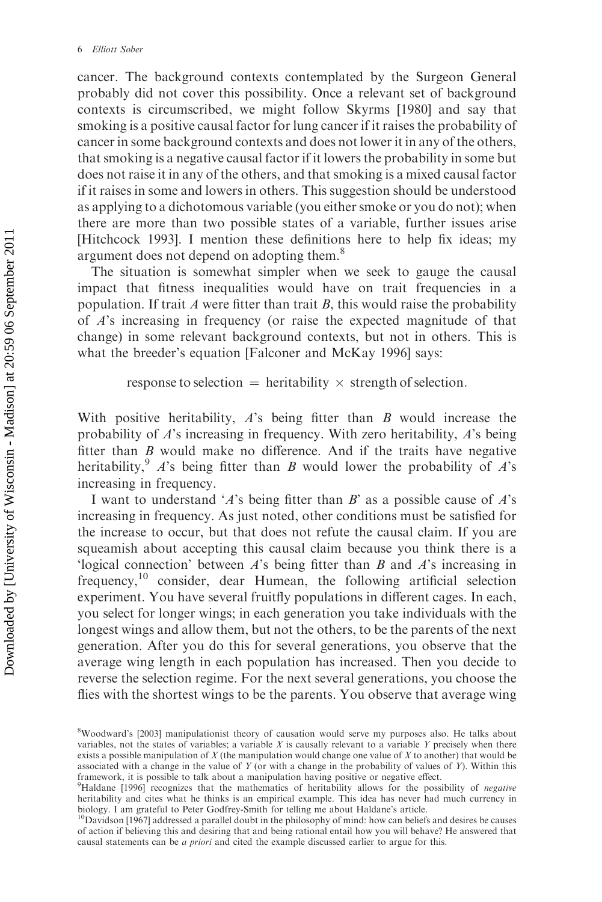cancer. The background contexts contemplated by the Surgeon General probably did not cover this possibility. Once a relevant set of background contexts is circumscribed, we might follow Skyrms [1980] and say that smoking is a positive causal factor for lung cancer if it raises the probability of cancer in some background contexts and does not lower it in any of the others, that smoking is a negative causal factor if it lowers the probability in some but does not raise it in any of the others, and that smoking is a mixed causal factor if it raises in some and lowers in others. This suggestion should be understood as applying to a dichotomous variable (you either smoke or you do not); when there are more than two possible states of a variable, further issues arise [Hitchcock 1993]. I mention these definitions here to help fix ideas; my argument does not depend on adopting them.[8]

The situation is somewhat simpler when we seek to gauge the causal impact that fitness inequalities would have on trait frequencies in a population. If trait *A* were fitter than trait *B*, this would raise the probability of *A*'s increasing in frequency (or raise the expected magnitude of that change) in some relevant background contexts, but not in others. This is what the breeder's equation [Falconer and McKay 1996] says:

$$\text{response to selection} = \text{heritability} \times \text{strength of selection}.$$

With positive heritability, *A*'s being fitter than *B* would increase the probability of *A*'s increasing in frequency. With zero heritability, *A*'s being fitter than *B* would make no difference. And if the traits have negative heritability,[9] *A*'s being fitter than *B* would lower the probability of *A*'s increasing in frequency.

I want to understand '*A*'s being fitter than *B*' as a possible cause of *A*'s increasing in frequency. As just noted, other conditions must be satisfied for the increase to occur, but that does not refute the causal claim. If you are squeamish about accepting this causal claim because you think there is a 'logical connection' between *A*'s being fitter than *B* and *A*'s increasing in frequency,[10] consider, dear Humean, the following artificial selection experiment. You have several fruitfly populations in different cages. In each, you select for longer wings; in each generation you take individuals with the longest wings and allow them, but not the others, to be the parents of the next generation. After you do this for several generations, you observe that the average wing length in each population has increased. Then you decide to reverse the selection regime. For the next several generations, you choose the flies with the shortest wings to be the parents. You observe that average wing

[8]Woodward's [2003] manipulationist theory of causation would serve my purposes also. He talks about variables, not the states of variables; a variable *X* is causally relevant to a variable *Y* precisely when there exists a possible manipulation of *X* (the manipulation would change one value of *X* to another) that would be associated with a change in the value of *Y* (or with a change in the probability of values of *Y*). Within this framework, it is possible to talk about a manipulation having positive or negative effect.

[9]Haldane [1996] recognizes that the mathematics of heritability allows for the possibility of *negative* heritability and cites what he thinks is an empirical example. This idea has never had much currency in biology. I am grateful to Peter Godfrey-Smith for telling me about Haldane's article.

[10]Davidson [1967] addressed a parallel doubt in the philosophy of mind: how can beliefs and desires be causes of action if believing this and desiring that and being rational entail how you will behave? He answered that causal statements can be *a priori* and cited the example discussed earlier to argue for this.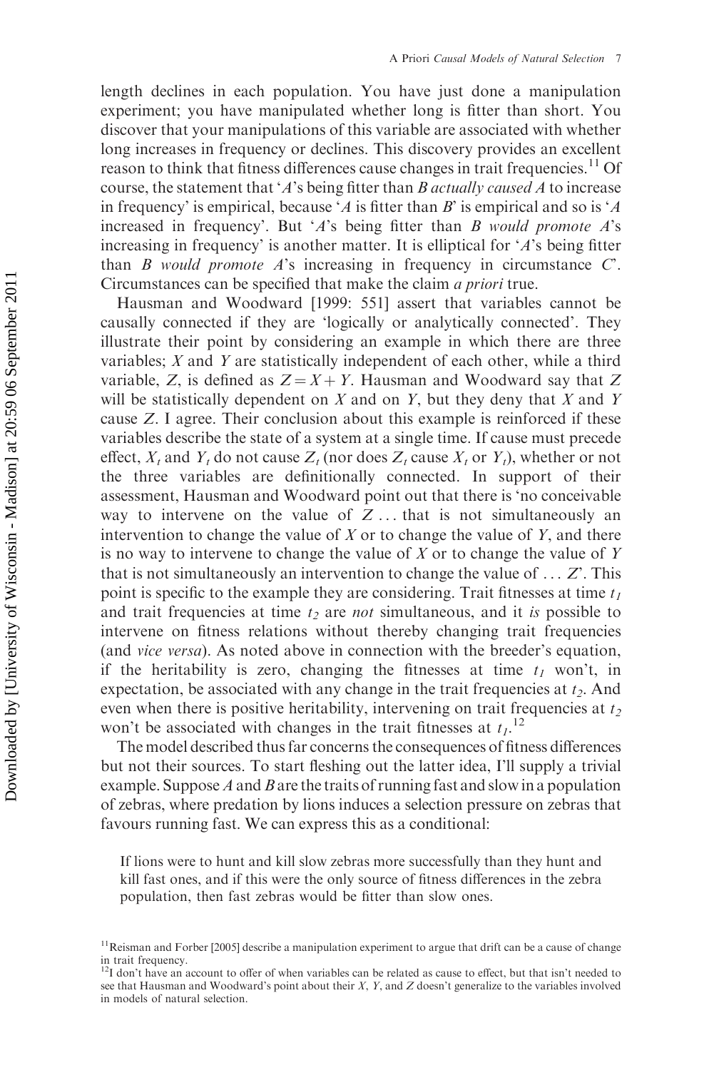length declines in each population. You have just done a manipulation experiment; you have manipulated whether long is fitter than short. You discover that your manipulations of this variable are associated with whether long increases in frequency or declines. This discovery provides an excellent reason to think that fitness differences cause changes in trait frequencies.[11] Of course, the statement that '$A$'s being fitter than $B$ *actually caused* $A$ to increase in frequency' is empirical, because '$A$ is fitter than $B$' is empirical and so is '$A$ increased in frequency'. But '$A$'s being fitter than $B$ *would promote* $A$'s increasing in frequency' is another matter. It is elliptical for '$A$'s being fitter than $B$ *would promote* $A$'s increasing in frequency in circumstance $C$'. Circumstances can be specified that make the claim *a priori* true.

Hausman and Woodward [1999: 551] assert that variables cannot be causally connected if they are 'logically or analytically connected'. They illustrate their point by considering an example in which there are three variables; $X$ and $Y$ are statistically independent of each other, while a third variable, $Z$, is defined as $Z = X + Y$. Hausman and Woodward say that $Z$ will be statistically dependent on $X$ and on $Y$, but they deny that $X$ and $Y$ cause $Z$. I agree. Their conclusion about this example is reinforced if these variables describe the state of a system at a single time. If cause must precede effect, $X_t$ and $Y_t$ do not cause $Z_t$ (nor does $Z_t$ cause $X_t$ or $Y_t$), whether or not the three variables are definitionally connected. In support of their assessment, Hausman and Woodward point out that there is 'no conceivable way to intervene on the value of $Z$ ... that is not simultaneously an intervention to change the value of $X$ or to change the value of $Y$, and there is no way to intervene to change the value of $X$ or to change the value of $Y$ that is not simultaneously an intervention to change the value of ... $Z$'. This point is specific to the example they are considering. Trait fitnesses at time $t_1$ and trait frequencies at time $t_2$ are *not* simultaneous, and it *is* possible to intervene on fitness relations without thereby changing trait frequencies (and *vice versa*). As noted above in connection with the breeder's equation, if the heritability is zero, changing the fitnesses at time $t_1$ won't, in expectation, be associated with any change in the trait frequencies at $t_2$. And even when there is positive heritability, intervening on trait frequencies at $t_2$ won't be associated with changes in the trait fitnesses at $t_1$.[12]

The model described thus far concerns the consequences of fitness differences but not their sources. To start fleshing out the latter idea, I'll supply a trivial example. Suppose $A$ and $B$ are the traits of running fast and slow in a population of zebras, where predation by lions induces a selection pressure on zebras that favours running fast. We can express this as a conditional:

> If lions were to hunt and kill slow zebras more successfully than they hunt and kill fast ones, and if this were the only source of fitness differences in the zebra population, then fast zebras would be fitter than slow ones.

[11] Reisman and Forber [2005] describe a manipulation experiment to argue that drift can be a cause of change in trait frequency.

[12] I don't have an account to offer of when variables can be related as cause to effect, but that isn't needed to see that Hausman and Woodward's point about their $X$, $Y$, and $Z$ doesn't generalize to the variables involved in models of natural selection.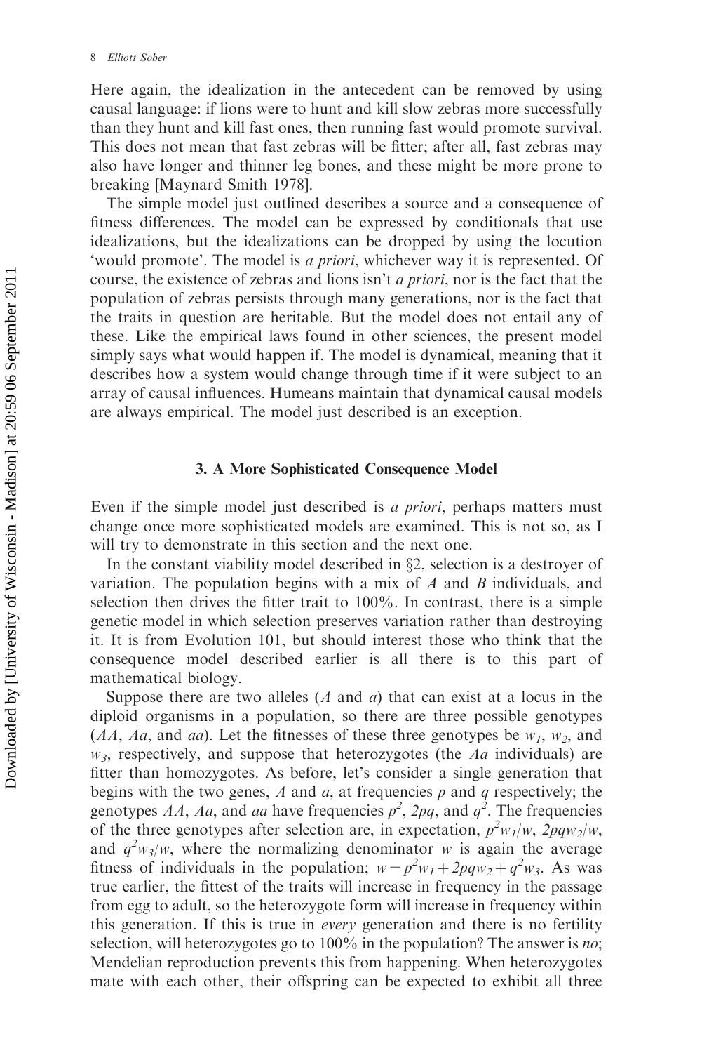Here again, the idealization in the antecedent can be removed by using causal language: if lions were to hunt and kill slow zebras more successfully than they hunt and kill fast ones, then running fast would promote survival. This does not mean that fast zebras will be fitter; after all, fast zebras may also have longer and thinner leg bones, and these might be more prone to breaking [Maynard Smith 1978].

The simple model just outlined describes a source and a consequence of fitness differences. The model can be expressed by conditionals that use idealizations, but the idealizations can be dropped by using the locution 'would promote'. The model is *a priori*, whichever way it is represented. Of course, the existence of zebras and lions isn't *a priori*, nor is the fact that the population of zebras persists through many generations, nor is the fact that the traits in question are heritable. But the model does not entail any of these. Like the empirical laws found in other sciences, the present model simply says what would happen if. The model is dynamical, meaning that it describes how a system would change through time if it were subject to an array of causal influences. Humeans maintain that dynamical causal models are always empirical. The model just described is an exception.

## 3. A More Sophisticated Consequence Model

Even if the simple model just described is *a priori*, perhaps matters must change once more sophisticated models are examined. This is not so, as I will try to demonstrate in this section and the next one.

In the constant viability model described in §2, selection is a destroyer of variation. The population begins with a mix of *A* and *B* individuals, and selection then drives the fitter trait to 100%. In contrast, there is a simple genetic model in which selection preserves variation rather than destroying it. It is from Evolution 101, but should interest those who think that the consequence model described earlier is all there is to this part of mathematical biology.

Suppose there are two alleles (*A* and *a*) that can exist at a locus in the diploid organisms in a population, so there are three possible genotypes (*AA*, *Aa*, and *aa*). Let the fitnesses of these three genotypes be $w_1$, $w_2$, and $w_3$, respectively, and suppose that heterozygotes (the *Aa* individuals) are fitter than homozygotes. As before, let's consider a single generation that begins with the two genes, *A* and *a*, at frequencies $p$ and $q$ respectively; the genotypes *AA*, *Aa*, and *aa* have frequencies $p^2$, $2pq$, and $q^2$. The frequencies of the three genotypes after selection are, in expectation, $p^2w_1/w$, $2pqw_2/w$, and $q^2w_3/w$, where the normalizing denominator $w$ is again the average fitness of individuals in the population; $w = p^2w_1 + 2pqw_2 + q^2w_3$. As was true earlier, the fittest of the traits will increase in frequency in the passage from egg to adult, so the heterozygote form will increase in frequency within this generation. If this is true in *every* generation and there is no fertility selection, will heterozygotes go to 100% in the population? The answer is *no*; Mendelian reproduction prevents this from happening. When heterozygotes mate with each other, their offspring can be expected to exhibit all three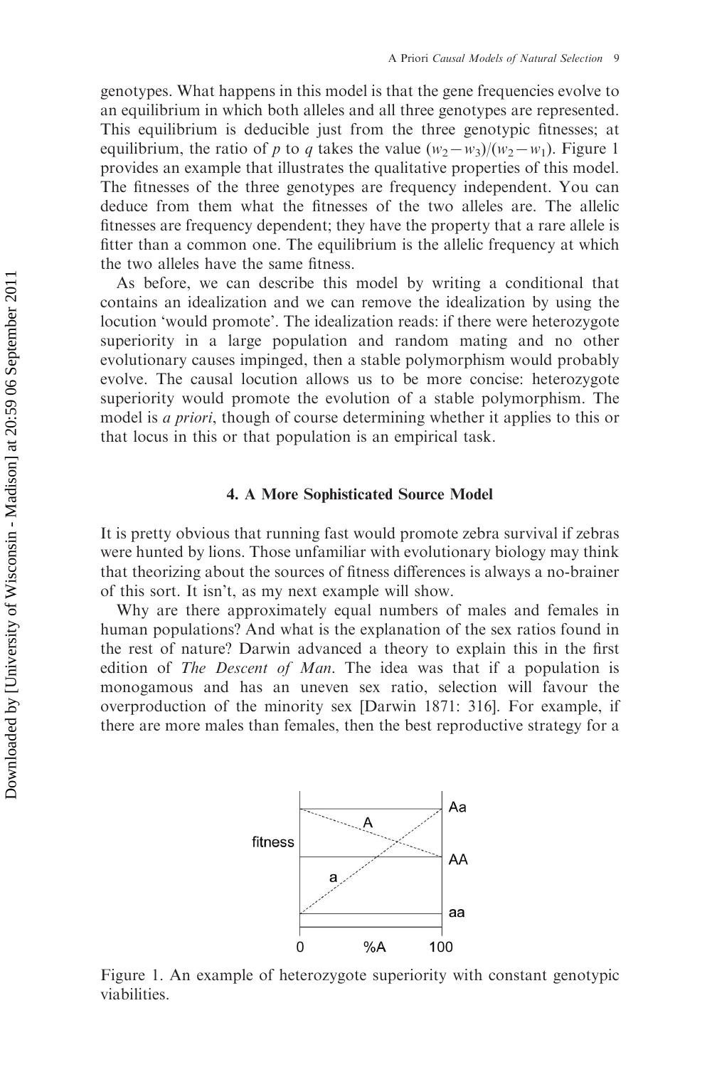genotypes. What happens in this model is that the gene frequencies evolve to an equilibrium in which both alleles and all three genotypes are represented. This equilibrium is deducible just from the three genotypic fitnesses; at equilibrium, the ratio of $p$ to $q$ takes the value $(w_2 - w_3)/(w_2 - w_1)$. Figure 1 provides an example that illustrates the qualitative properties of this model. The fitnesses of the three genotypes are frequency independent. You can deduce from them what the fitnesses of the two alleles are. The allelic fitnesses are frequency dependent; they have the property that a rare allele is fitter than a common one. The equilibrium is the allelic frequency at which the two alleles have the same fitness.

As before, we can describe this model by writing a conditional that contains an idealization and we can remove the idealization by using the locution 'would promote'. The idealization reads: if there were heterozygote superiority in a large population and random mating and no other evolutionary causes impinged, then a stable polymorphism would probably evolve. The causal locution allows us to be more concise: heterozygote superiority would promote the evolution of a stable polymorphism. The model is *a priori*, though of course determining whether it applies to this or that locus in this or that population is an empirical task.

## 4. A More Sophisticated Source Model

It is pretty obvious that running fast would promote zebra survival if zebras were hunted by lions. Those unfamiliar with evolutionary biology may think that theorizing about the sources of fitness differences is always a no-brainer of this sort. It isn't, as my next example will show.

Why are there approximately equal numbers of males and females in human populations? And what is the explanation of the sex ratios found in the rest of nature? Darwin advanced a theory to explain this in the first edition of *The Descent of Man*. The idea was that if a population is monogamous and has an uneven sex ratio, selection will favour the overproduction of the minority sex [Darwin 1871: 316]. For example, if there are more males than females, then the best reproductive strategy for a

fitness
Aa
A
AA
a
aa
0
%A
100

Figure 1. An example of heterozygote superiority with constant genotypic viabilities.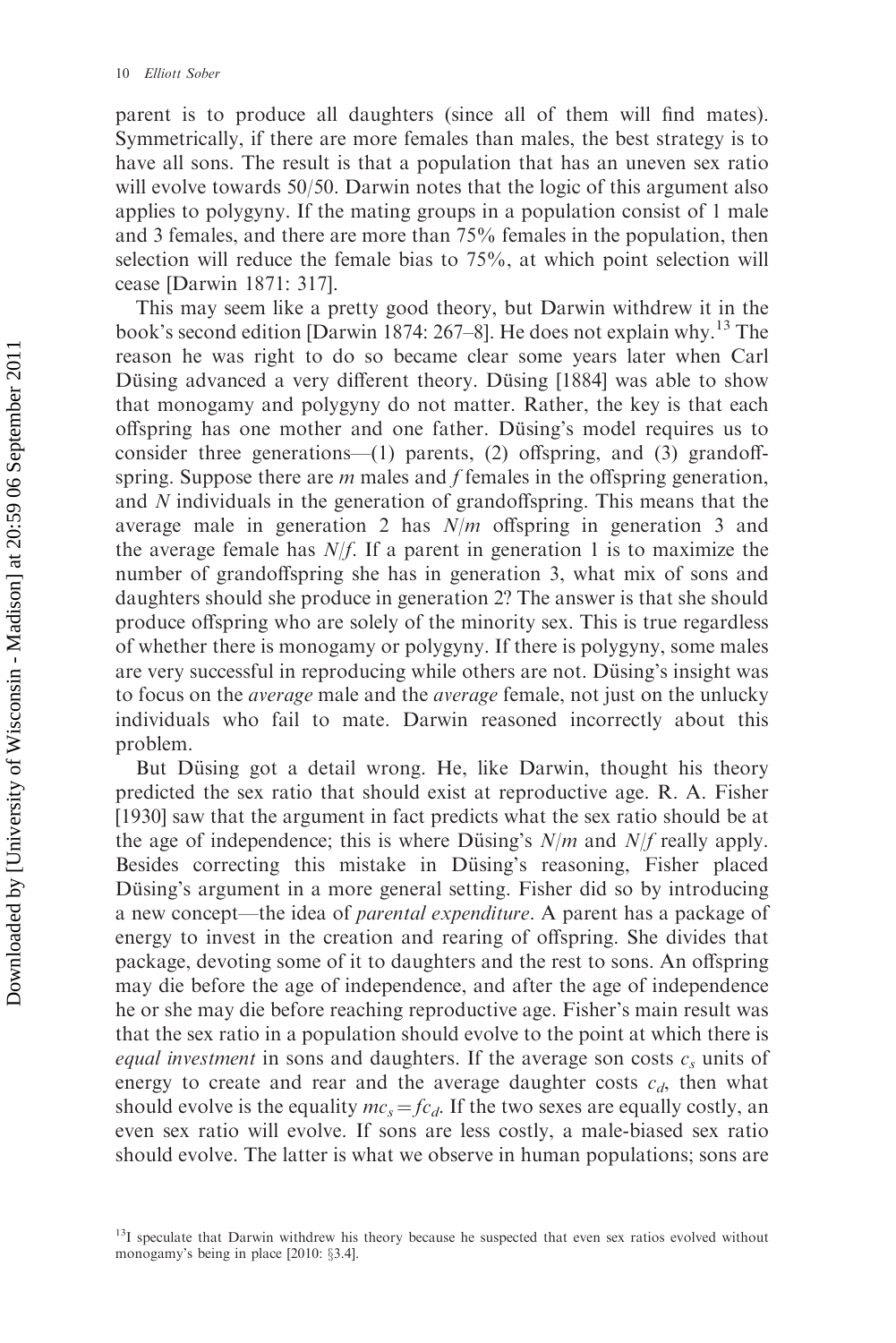parent is to produce all daughters (since all of them will find mates). Symmetrically, if there are more females than males, the best strategy is to have all sons. The result is that a population that has an uneven sex ratio will evolve towards 50/50. Darwin notes that the logic of this argument also applies to polygyny. If the mating groups in a population consist of 1 male and 3 females, and there are more than 75% females in the population, then selection will reduce the female bias to 75%, at which point selection will cease [Darwin 1871: 317].

This may seem like a pretty good theory, but Darwin withdrew it in the book's second edition [Darwin 1874: 267–8]. He does not explain why.[13] The reason he was right to do so became clear some years later when Carl Düsing advanced a very different theory. Düsing [1884] was able to show that monogamy and polygyny do not matter. Rather, the key is that each offspring has one mother and one father. Düsing's model requires us to consider three generations—(1) parents, (2) offspring, and (3) grandoffspring. Suppose there are $m$ males and $f$ females in the offspring generation, and $N$ individuals in the generation of grandoffspring. This means that the average male in generation 2 has $N/m$ offspring in generation 3 and the average female has $N/f$. If a parent in generation 1 is to maximize the number of grandoffspring she has in generation 3, what mix of sons and daughters should she produce in generation 2? The answer is that she should produce offspring who are solely of the minority sex. This is true regardless of whether there is monogamy or polygyny. If there is polygyny, some males are very successful in reproducing while others are not. Düsing's insight was to focus on the *average* male and the *average* female, not just on the unlucky individuals who fail to mate. Darwin reasoned incorrectly about this problem.

But Düsing got a detail wrong. He, like Darwin, thought his theory predicted the sex ratio that should exist at reproductive age. R. A. Fisher [1930] saw that the argument in fact predicts what the sex ratio should be at the age of independence; this is where Düsing's $N/m$ and $N/f$ really apply. Besides correcting this mistake in Düsing's reasoning, Fisher placed Düsing's argument in a more general setting. Fisher did so by introducing a new concept—the idea of *parental expenditure*. A parent has a package of energy to invest in the creation and rearing of offspring. She divides that package, devoting some of it to daughters and the rest to sons. An offspring may die before the age of independence, and after the age of independence he or she may die before reaching reproductive age. Fisher's main result was that the sex ratio in a population should evolve to the point at which there is *equal investment* in sons and daughters. If the average son costs $c_s$ units of energy to create and rear and the average daughter costs $c_d$, then what should evolve is the equality $mc_s = fc_d$. If the two sexes are equally costly, an even sex ratio will evolve. If sons are less costly, a male-biased sex ratio should evolve. The latter is what we observe in human populations; sons are

[13] I speculate that Darwin withdrew his theory because he suspected that even sex ratios evolved without monogamy's being in place [2010: §3.4].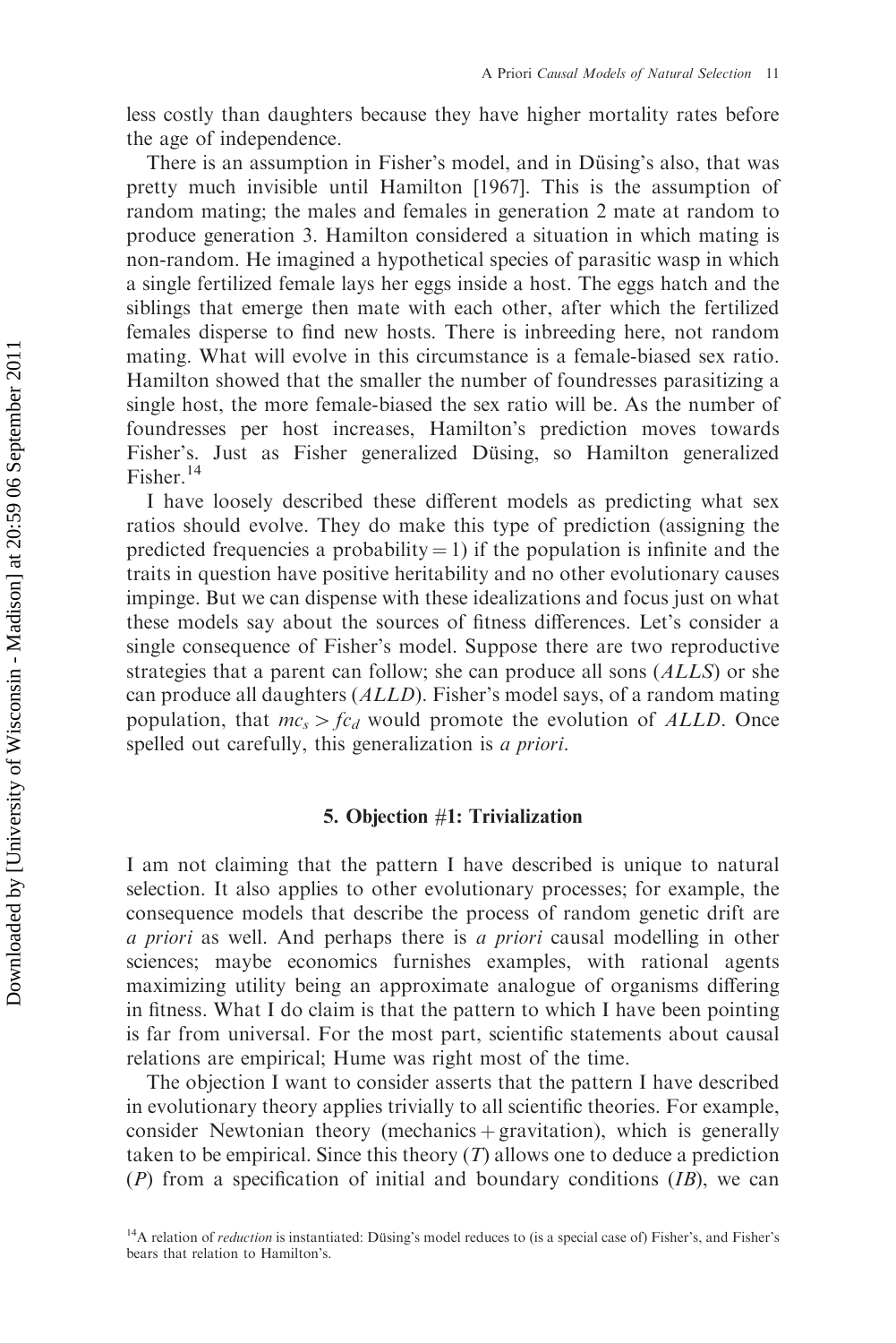less costly than daughters because they have higher mortality rates before the age of independence.

There is an assumption in Fisher's model, and in Düsing's also, that was pretty much invisible until Hamilton [1967]. This is the assumption of random mating; the males and females in generation 2 mate at random to produce generation 3. Hamilton considered a situation in which mating is non-random. He imagined a hypothetical species of parasitic wasp in which a single fertilized female lays her eggs inside a host. The eggs hatch and the siblings that emerge then mate with each other, after which the fertilized females disperse to find new hosts. There is inbreeding here, not random mating. What will evolve in this circumstance is a female-biased sex ratio. Hamilton showed that the smaller the number of foundresses parasitizing a single host, the more female-biased the sex ratio will be. As the number of foundresses per host increases, Hamilton's prediction moves towards Fisher's. Just as Fisher generalized Düsing, so Hamilton generalized Fisher.[14]

I have loosely described these different models as predicting what sex ratios should evolve. They do make this type of prediction (assigning the predicted frequencies a probability = 1) if the population is infinite and the traits in question have positive heritability and no other evolutionary causes impinge. But we can dispense with these idealizations and focus just on what these models say about the sources of fitness differences. Let's consider a single consequence of Fisher's model. Suppose there are two reproductive strategies that a parent can follow; she can produce all sons (*ALLS*) or she can produce all daughters (*ALLD*). Fisher's model says, of a random mating population, that $mc_s > fc_d$ would promote the evolution of *ALLD*. Once spelled out carefully, this generalization is *a priori*.

## 5. Objection #1: Trivialization

I am not claiming that the pattern I have described is unique to natural selection. It also applies to other evolutionary processes; for example, the consequence models that describe the process of random genetic drift are *a priori* as well. And perhaps there is *a priori* causal modelling in other sciences; maybe economics furnishes examples, with rational agents maximizing utility being an approximate analogue of organisms differing in fitness. What I do claim is that the pattern to which I have been pointing is far from universal. For the most part, scientific statements about causal relations are empirical; Hume was right most of the time.

The objection I want to consider asserts that the pattern I have described in evolutionary theory applies trivially to all scientific theories. For example, consider Newtonian theory (mechanics + gravitation), which is generally taken to be empirical. Since this theory ($T$) allows one to deduce a prediction ($P$) from a specification of initial and boundary conditions ($IB$), we can

[14] A relation of *reduction* is instantiated: Düsing's model reduces to (is a special case of) Fisher's, and Fisher's bears that relation to Hamilton's.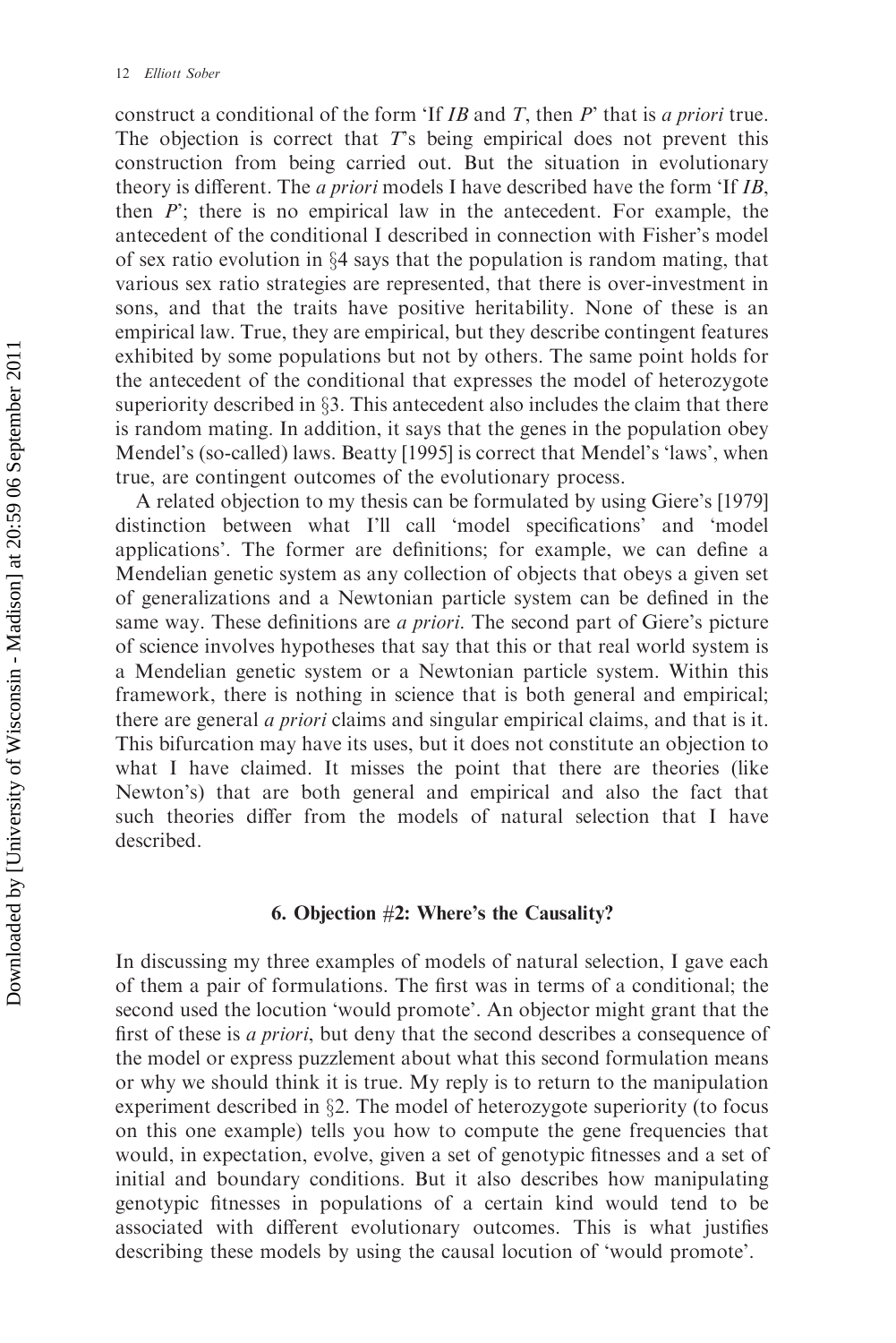construct a conditional of the form 'If *IB* and *T*, then *P*' that is *a priori* true. The objection is correct that *T*'s being empirical does not prevent this construction from being carried out. But the situation in evolutionary theory is different. The *a priori* models I have described have the form 'If *IB*, then *P*'; there is no empirical law in the antecedent. For example, the antecedent of the conditional I described in connection with Fisher's model of sex ratio evolution in §4 says that the population is random mating, that various sex ratio strategies are represented, that there is over-investment in sons, and that the traits have positive heritability. None of these is an empirical law. True, they are empirical, but they describe contingent features exhibited by some populations but not by others. The same point holds for the antecedent of the conditional that expresses the model of heterozygote superiority described in §3. This antecedent also includes the claim that there is random mating. In addition, it says that the genes in the population obey Mendel's (so-called) laws. Beatty [1995] is correct that Mendel's 'laws', when true, are contingent outcomes of the evolutionary process.

A related objection to my thesis can be formulated by using Giere's [1979] distinction between what I'll call 'model specifications' and 'model applications'. The former are definitions; for example, we can define a Mendelian genetic system as any collection of objects that obeys a given set of generalizations and a Newtonian particle system can be defined in the same way. These definitions are *a priori*. The second part of Giere's picture of science involves hypotheses that say that this or that real world system is a Mendelian genetic system or a Newtonian particle system. Within this framework, there is nothing in science that is both general and empirical; there are general *a priori* claims and singular empirical claims, and that is it. This bifurcation may have its uses, but it does not constitute an objection to what I have claimed. It misses the point that there are theories (like Newton's) that are both general and empirical and also the fact that such theories differ from the models of natural selection that I have described.

## 6. Objection #2: Where's the Causality?

In discussing my three examples of models of natural selection, I gave each of them a pair of formulations. The first was in terms of a conditional; the second used the locution 'would promote'. An objector might grant that the first of these is *a priori*, but deny that the second describes a consequence of the model or express puzzlement about what this second formulation means or why we should think it is true. My reply is to return to the manipulation experiment described in §2. The model of heterozygote superiority (to focus on this one example) tells you how to compute the gene frequencies that would, in expectation, evolve, given a set of genotypic fitnesses and a set of initial and boundary conditions. But it also describes how manipulating genotypic fitnesses in populations of a certain kind would tend to be associated with different evolutionary outcomes. This is what justifies describing these models by using the causal locution of 'would promote'.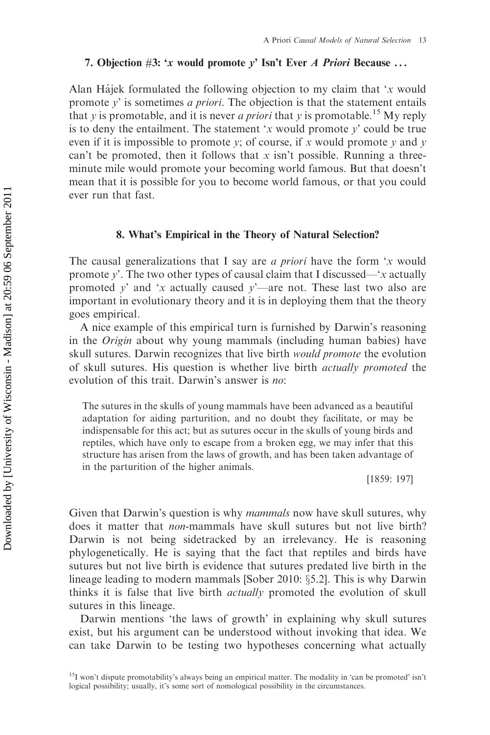## 7. Objection #3: '*x* would promote *y*' Isn't Ever *A Priori* Because ...

Alan Hájek formulated the following objection to my claim that '*x* would promote *y*' is sometimes *a priori*. The objection is that the statement entails that *y* is promotable, and it is never *a priori* that *y* is promotable.[15] My reply is to deny the entailment. The statement '*x* would promote *y*' could be true even if it is impossible to promote *y*; of course, if *x* would promote *y* and *y* can't be promoted, then it follows that *x* isn't possible. Running a three-minute mile would promote your becoming world famous. But that doesn't mean that it is possible for you to become world famous, or that you could ever run that fast.

## 8. What's Empirical in the Theory of Natural Selection?

The causal generalizations that I say are *a priori* have the form '*x* would promote *y*'. The two other types of causal claim that I discussed—'*x* actually promoted *y*' and '*x* actually caused *y*'—are not. These last two also are important in evolutionary theory and it is in deploying them that the theory goes empirical.

A nice example of this empirical turn is furnished by Darwin's reasoning in the *Origin* about why young mammals (including human babies) have skull sutures. Darwin recognizes that live birth *would promote* the evolution of skull sutures. His question is whether live birth *actually promoted* the evolution of this trait. Darwin's answer is *no*:

> The sutures in the skulls of young mammals have been advanced as a beautiful adaptation for aiding parturition, and no doubt they facilitate, or may be indispensable for this act; but as sutures occur in the skulls of young birds and reptiles, which have only to escape from a broken egg, we may infer that this structure has arisen from the laws of growth, and has been taken advantage of in the parturition of the higher animals.
>
> [1859: 197]

Given that Darwin's question is why *mammals* now have skull sutures, why does it matter that *non*-mammals have skull sutures but not live birth? Darwin is not being sidetracked by an irrelevancy. He is reasoning phylogenetically. He is saying that the fact that reptiles and birds have sutures but not live birth is evidence that sutures predated live birth in the lineage leading to modern mammals [Sober 2010: §5.2]. This is why Darwin thinks it is false that live birth *actually* promoted the evolution of skull sutures in this lineage.

Darwin mentions 'the laws of growth' in explaining why skull sutures exist, but his argument can be understood without invoking that idea. We can take Darwin to be testing two hypotheses concerning what actually

[15] I won't dispute promotability's always being an empirical matter. The modality in 'can be promoted' isn't logical possibility; usually, it's some sort of nomological possibility in the circumstances.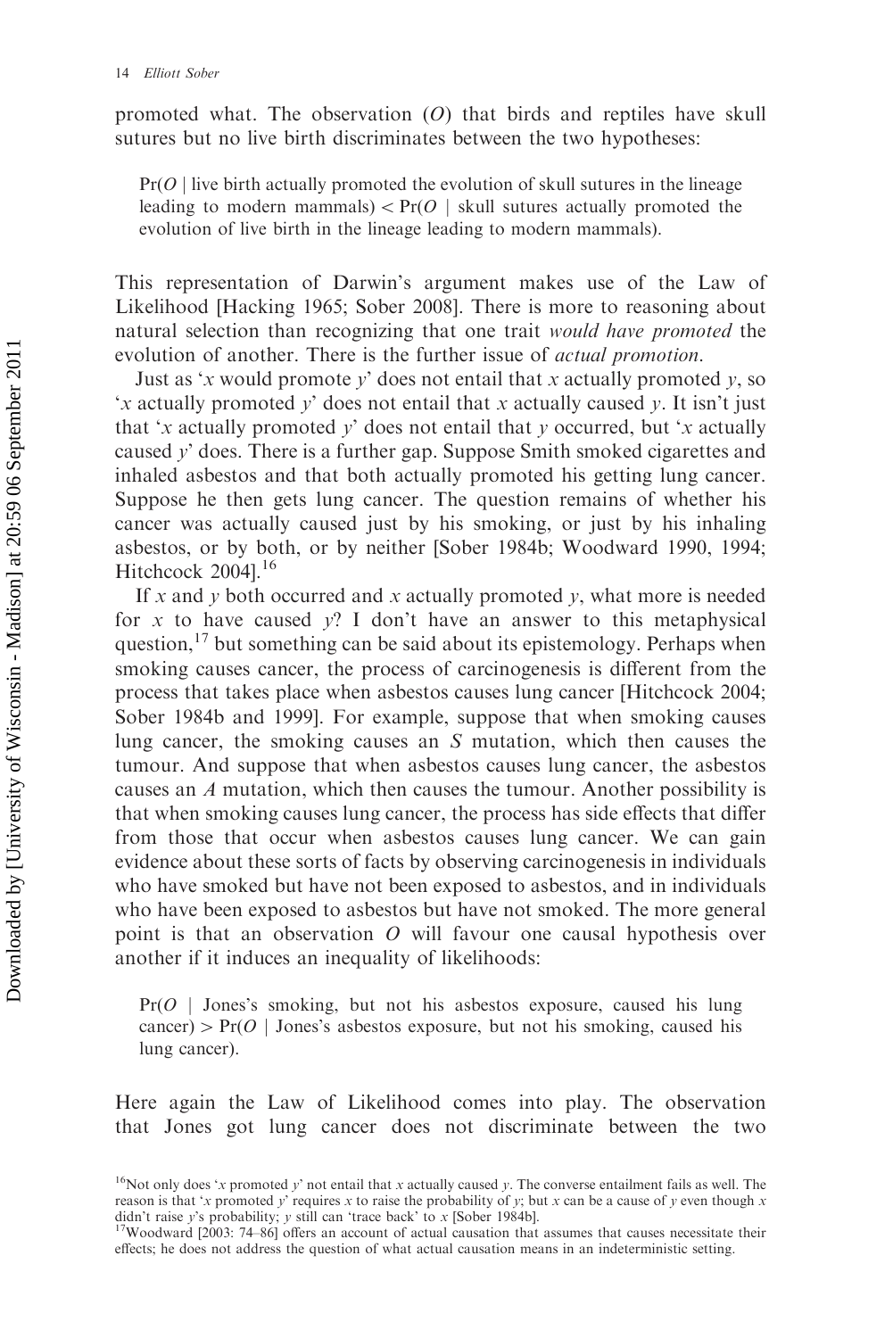promoted what. The observation ($O$) that birds and reptiles have skull sutures but no live birth discriminates between the two hypotheses:

> Pr($O$ | live birth actually promoted the evolution of skull sutures in the lineage leading to modern mammals) < Pr($O$ | skull sutures actually promoted the evolution of live birth in the lineage leading to modern mammals).

This representation of Darwin's argument makes use of the Law of Likelihood [Hacking 1965; Sober 2008]. There is more to reasoning about natural selection than recognizing that one trait *would have promoted* the evolution of another. There is the further issue of *actual promotion*.

Just as '$x$ would promote $y$' does not entail that $x$ actually promoted $y$, so '$x$ actually promoted $y$' does not entail that $x$ actually caused $y$. It isn't just that '$x$ actually promoted $y$' does not entail that $y$ occurred, but '$x$ actually caused $y$' does. There is a further gap. Suppose Smith smoked cigarettes and inhaled asbestos and that both actually promoted his getting lung cancer. Suppose he then gets lung cancer. The question remains of whether his cancer was actually caused just by his smoking, or just by his inhaling asbestos, or by both, or by neither [Sober 1984b; Woodward 1990, 1994; Hitchcock 2004].[16]

If $x$ and $y$ both occurred and $x$ actually promoted $y$, what more is needed for $x$ to have caused $y$? I don't have an answer to this metaphysical question,[17] but something can be said about its epistemology. Perhaps when smoking causes cancer, the process of carcinogenesis is different from the process that takes place when asbestos causes lung cancer [Hitchcock 2004; Sober 1984b and 1999]. For example, suppose that when smoking causes lung cancer, the smoking causes an $S$ mutation, which then causes the tumour. And suppose that when asbestos causes lung cancer, the asbestos causes an $A$ mutation, which then causes the tumour. Another possibility is that when smoking causes lung cancer, the process has side effects that differ from those that occur when asbestos causes lung cancer. We can gain evidence about these sorts of facts by observing carcinogenesis in individuals who have smoked but have not been exposed to asbestos, and in individuals who have been exposed to asbestos but have not smoked. The more general point is that an observation $O$ will favour one causal hypothesis over another if it induces an inequality of likelihoods:

> Pr($O$ | Jones's smoking, but not his asbestos exposure, caused his lung cancer) > Pr($O$ | Jones's asbestos exposure, but not his smoking, caused his lung cancer).

Here again the Law of Likelihood comes into play. The observation that Jones got lung cancer does not discriminate between the two

[16] Not only does '$x$ promoted $y$' not entail that $x$ actually caused $y$. The converse entailment fails as well. The reason is that '$x$ promoted $y$' requires $x$ to raise the probability of $y$; but $x$ can be a cause of $y$ even though $x$ didn't raise $y$'s probability; $y$ still can 'trace back' to $x$ [Sober 1984b].

[17] Woodward [2003: 74–86] offers an account of actual causation that assumes that causes necessitate their effects; he does not address the question of what actual causation means in an indeterministic setting.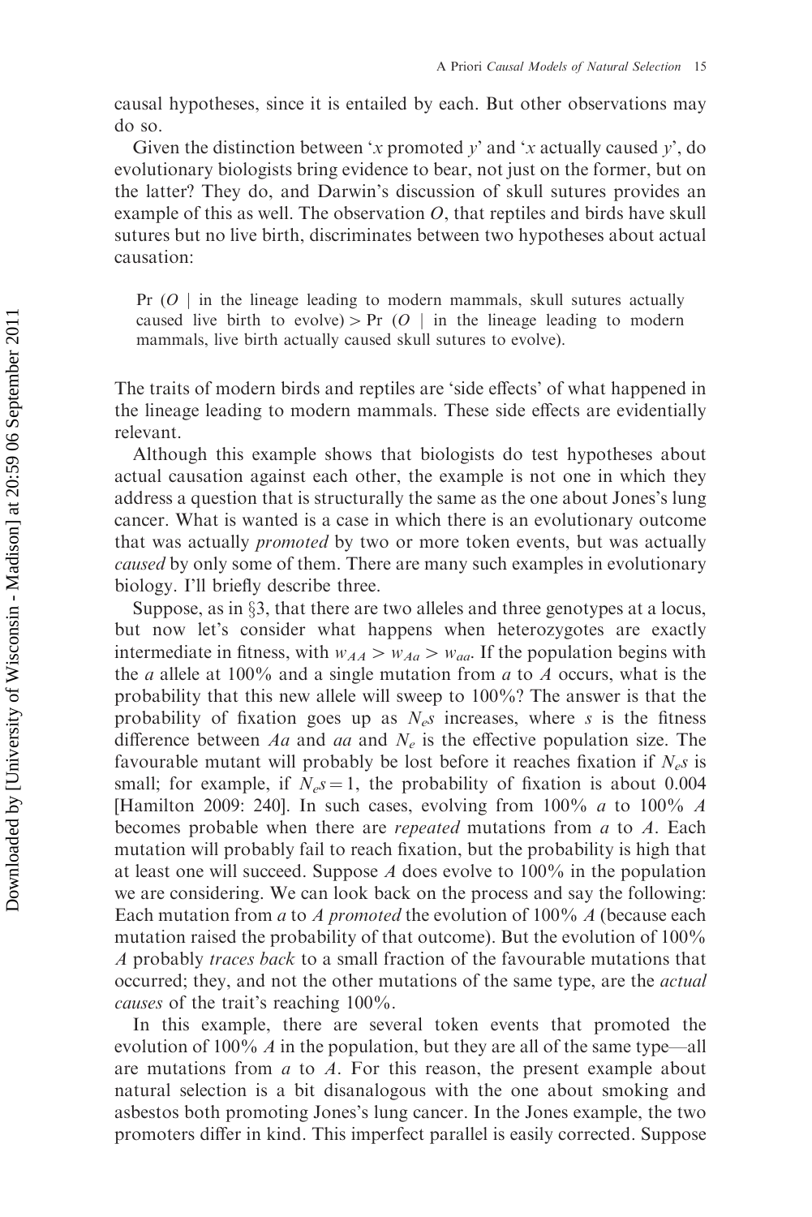causal hypotheses, since it is entailed by each. But other observations may do so.

Given the distinction between '$x$ promoted $y$' and '$x$ actually caused $y$', do evolutionary biologists bring evidence to bear, not just on the former, but on the latter? They do, and Darwin's discussion of skull sutures provides an example of this as well. The observation $O$, that reptiles and birds have skull sutures but no live birth, discriminates between two hypotheses about actual causation:

> Pr ($O$ | in the lineage leading to modern mammals, skull sutures actually caused live birth to evolve) > Pr ($O$ | in the lineage leading to modern mammals, live birth actually caused skull sutures to evolve).

The traits of modern birds and reptiles are 'side effects' of what happened in the lineage leading to modern mammals. These side effects are evidentially relevant.

Although this example shows that biologists do test hypotheses about actual causation against each other, the example is not one in which they address a question that is structurally the same as the one about Jones's lung cancer. What is wanted is a case in which there is an evolutionary outcome that was actually *promoted* by two or more token events, but was actually *caused* by only some of them. There are many such examples in evolutionary biology. I'll briefly describe three.

Suppose, as in §3, that there are two alleles and three genotypes at a locus, but now let's consider what happens when heterozygotes are exactly intermediate in fitness, with $w_{AA} > w_{Aa} > w_{aa}$. If the population begins with the $a$ allele at 100% and a single mutation from $a$ to $A$ occurs, what is the probability that this new allele will sweep to 100%? The answer is that the probability of fixation goes up as $N_e s$ increases, where $s$ is the fitness difference between $Aa$ and $aa$ and $N_e$ is the effective population size. The favourable mutant will probably be lost before it reaches fixation if $N_e s$ is small; for example, if $N_e s = 1$, the probability of fixation is about 0.004 [Hamilton 2009: 240]. In such cases, evolving from 100% $a$ to 100% $A$ becomes probable when there are *repeated* mutations from $a$ to $A$. Each mutation will probably fail to reach fixation, but the probability is high that at least one will succeed. Suppose $A$ does evolve to 100% in the population we are considering. We can look back on the process and say the following: Each mutation from $a$ to $A$ *promoted* the evolution of 100% $A$ (because each mutation raised the probability of that outcome). But the evolution of 100% $A$ probably *traces back* to a small fraction of the favourable mutations that occurred; they, and not the other mutations of the same type, are the *actual causes* of the trait's reaching 100%.

In this example, there are several token events that promoted the evolution of 100% $A$ in the population, but they are all of the same type—all are mutations from $a$ to $A$. For this reason, the present example about natural selection is a bit disanalogous with the one about smoking and asbestos both promoting Jones's lung cancer. In the Jones example, the two promoters differ in kind. This imperfect parallel is easily corrected. Suppose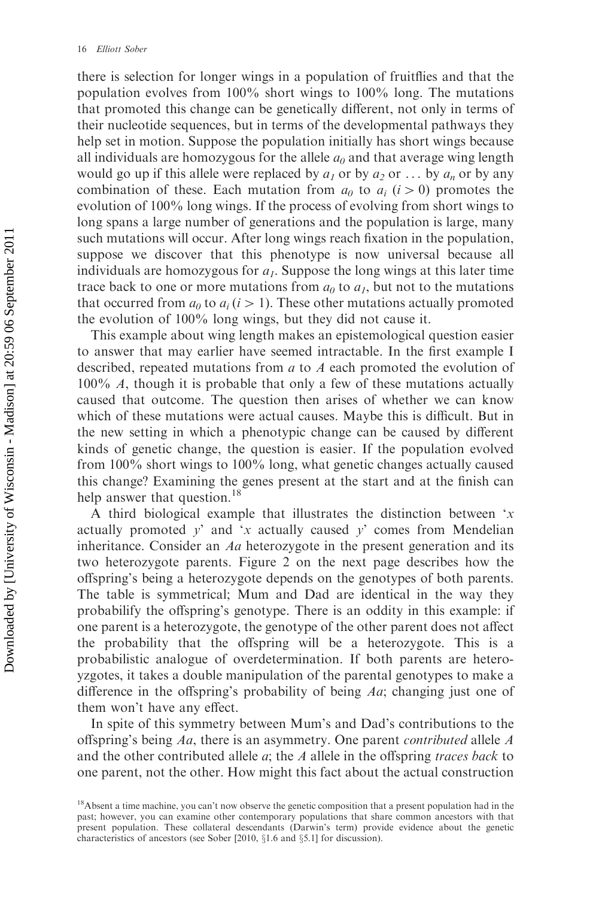there is selection for longer wings in a population of fruitflies and that the population evolves from 100% short wings to 100% long. The mutations that promoted this change can be genetically different, not only in terms of their nucleotide sequences, but in terms of the developmental pathways they help set in motion. Suppose the population initially has short wings because all individuals are homozygous for the allele $a_0$ and that average wing length would go up if this allele were replaced by $a_1$ or by $a_2$ or … by $a_n$ or by any combination of these. Each mutation from $a_0$ to $a_i$ ($i > 0$) promotes the evolution of 100% long wings. If the process of evolving from short wings to long spans a large number of generations and the population is large, many such mutations will occur. After long wings reach fixation in the population, suppose we discover that this phenotype is now universal because all individuals are homozygous for $a_1$. Suppose the long wings at this later time trace back to one or more mutations from $a_0$ to $a_1$, but not to the mutations that occurred from $a_0$ to $a_i$ ($i > 1$). These other mutations actually promoted the evolution of 100% long wings, but they did not cause it.

This example about wing length makes an epistemological question easier to answer that may earlier have seemed intractable. In the first example I described, repeated mutations from *a* to *A* each promoted the evolution of 100% *A*, though it is probable that only a few of these mutations actually caused that outcome. The question then arises of whether we can know which of these mutations were actual causes. Maybe this is difficult. But in the new setting in which a phenotypic change can be caused by different kinds of genetic change, the question is easier. If the population evolved from 100% short wings to 100% long, what genetic changes actually caused this change? Examining the genes present at the start and at the finish can help answer that question.[18]

A third biological example that illustrates the distinction between '*x* actually promoted *y*' and '*x* actually caused *y*' comes from Mendelian inheritance. Consider an *Aa* heterozygote in the present generation and its two heterozygote parents. Figure 2 on the next page describes how the offspring's being a heterozygote depends on the genotypes of both parents. The table is symmetrical; Mum and Dad are identical in the way they probabilify the offspring's genotype. There is an oddity in this example: if one parent is a heterozygote, the genotype of the other parent does not affect the probability that the offspring will be a heterozygote. This is a probabilistic analogue of overdetermination. If both parents are heteroyzgotes, it takes a double manipulation of the parental genotypes to make a difference in the offspring's probability of being *Aa*; changing just one of them won't have any effect.

In spite of this symmetry between Mum's and Dad's contributions to the offspring's being *Aa*, there is an asymmetry. One parent *contributed* allele *A* and the other contributed allele *a*; the *A* allele in the offspring *traces back* to one parent, not the other. How might this fact about the actual construction

[18] Absent a time machine, you can't now observe the genetic composition that a present population had in the past; however, you can examine other contemporary populations that share common ancestors with that present population. These collateral descendants (Darwin's term) provide evidence about the genetic characteristics of ancestors (see Sober [2010, §1.6 and §5.1] for discussion).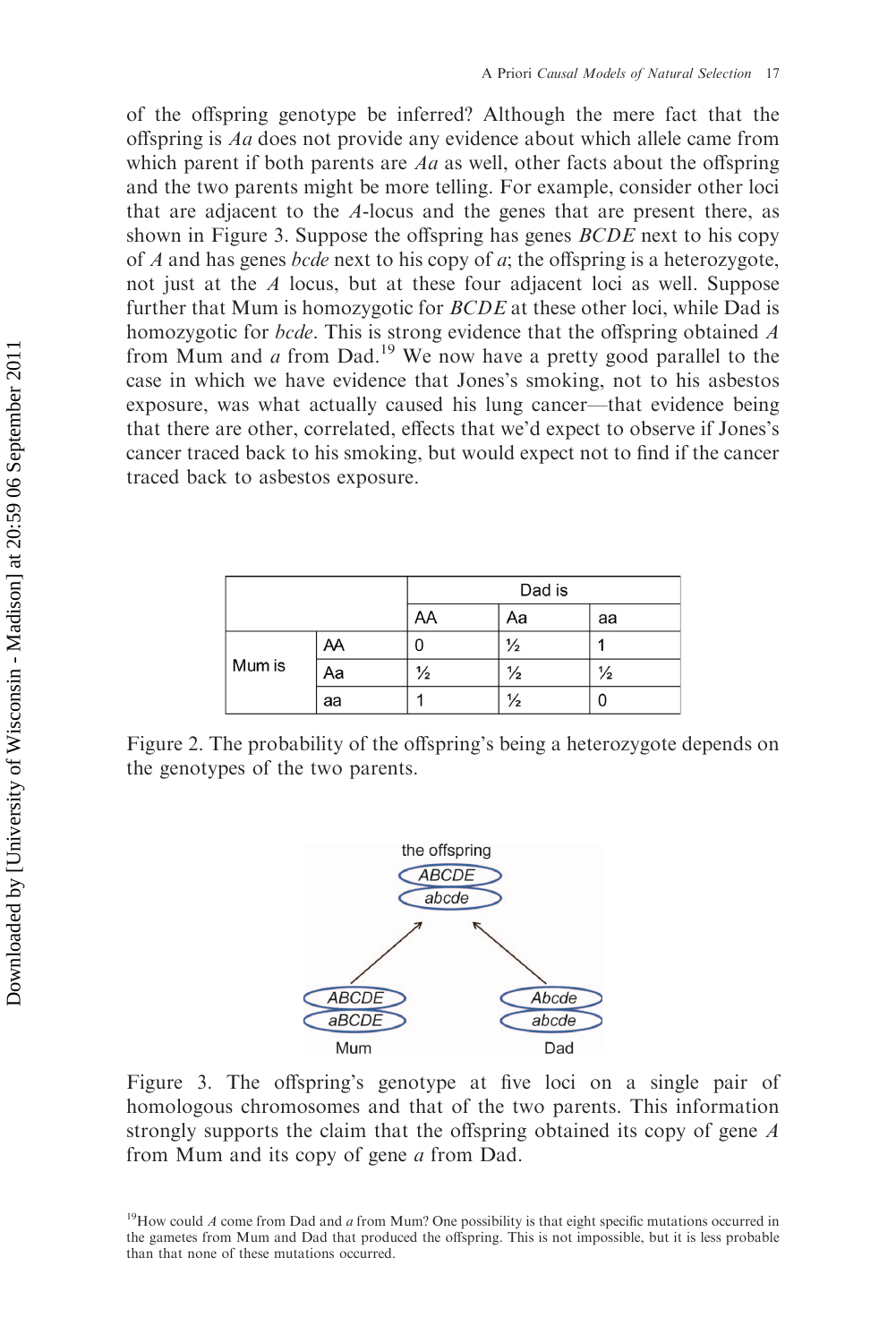of the offspring genotype be inferred? Although the mere fact that the offspring is *Aa* does not provide any evidence about which allele came from which parent if both parents are *Aa* as well, other facts about the offspring and the two parents might be more telling. For example, consider other loci that are adjacent to the *A*-locus and the genes that are present there, as shown in Figure 3. Suppose the offspring has genes *BCDE* next to his copy of *A* and has genes *bcde* next to his copy of *a*; the offspring is a heterozygote, not just at the *A* locus, but at these four adjacent loci as well. Suppose further that Mum is homozygotic for *BCDE* at these other loci, while Dad is homozygotic for *bcde*. This is strong evidence that the offspring obtained *A* from Mum and *a* from Dad.[19] We now have a pretty good parallel to the case in which we have evidence that Jones's smoking, not to his asbestos exposure, was what actually caused his lung cancer—that evidence being that there are other, correlated, effects that we'd expect to observe if Jones's cancer traced back to his smoking, but would expect not to find if the cancer traced back to asbestos exposure.

| | | Dad is | | |
|---|---|---|---|---|
| | | AA | Aa | aa |
| Mum is | AA | 0 | ½ | 1 |
| | Aa | ½ | ½ | ½ |
| | aa | 1 | ½ | 0 |

Figure 2. The probability of the offspring's being a heterozygote depends on the genotypes of the two parents.

the offspring

ABCDE

abcde

ABCDE

aBCDE

Mum

Abcde

abcde

Dad

Figure 3. The offspring's genotype at five loci on a single pair of homologous chromosomes and that of the two parents. This information strongly supports the claim that the offspring obtained its copy of gene *A* from Mum and its copy of gene *a* from Dad.

[19]How could *A* come from Dad and *a* from Mum? One possibility is that eight specific mutations occurred in the gametes from Mum and Dad that produced the offspring. This is not impossible, but it is less probable than that none of these mutations occurred.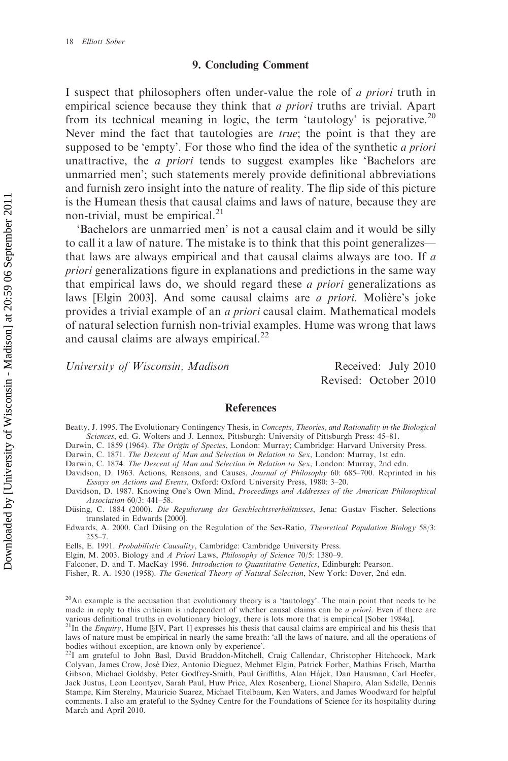## 9. Concluding Comment

I suspect that philosophers often under-value the role of *a priori* truth in empirical science because they think that *a priori* truths are trivial. Apart from its technical meaning in logic, the term 'tautology' is pejorative.[20] Never mind the fact that tautologies are *true*; the point is that they are supposed to be 'empty'. For those who find the idea of the synthetic *a priori* unattractive, the *a priori* tends to suggest examples like 'Bachelors are unmarried men'; such statements merely provide definitional abbreviations and furnish zero insight into the nature of reality. The flip side of this picture is the Humean thesis that causal claims and laws of nature, because they are non-trivial, must be empirical.[21]

'Bachelors are unmarried men' is not a causal claim and it would be silly to call it a law of nature. The mistake is to think that this point generalizes—that laws are always empirical and that causal claims always are too. If *a priori* generalizations figure in explanations and predictions in the same way that empirical laws do, we should regard these *a priori* generalizations as laws [Elgin 2003]. And some causal claims are *a priori*. Molière's joke provides a trivial example of an *a priori* causal claim. Mathematical models of natural selection furnish non-trivial examples. Hume was wrong that laws and causal claims are always empirical.[22]

*University of Wisconsin, Madison*

Received: July 2010
Revised: October 2010

## References

Beatty, J. 1995. The Evolutionary Contingency Thesis, in *Concepts, Theories, and Rationality in the Biological Sciences*, ed. G. Wolters and J. Lennox, Pittsburgh: University of Pittsburgh Press: 45–81.

Darwin, C. 1859 (1964). *The Origin of Species*, London: Murray; Cambridge: Harvard University Press.

Darwin, C. 1871. *The Descent of Man and Selection in Relation to Sex*, London: Murray, 1st edn.

Darwin, C. 1874. *The Descent of Man and Selection in Relation to Sex*, London: Murray, 2nd edn.

Davidson, D. 1963. Actions, Reasons, and Causes, *Journal of Philosophy* 60: 685–700. Reprinted in his *Essays on Actions and Events*, Oxford: Oxford University Press, 1980: 3–20.

Davidson, D. 1987. Knowing One's Own Mind, *Proceedings and Addresses of the American Philosophical Association* 60/3: 441–58.

Düsing, C. 1884 (2000). *Die Regulierung des Geschlechtsverhältnisses*, Jena: Gustav Fischer. Selections translated in Edwards [2000].

Edwards, A. 2000. Carl Düsing on the Regulation of the Sex-Ratio, *Theoretical Population Biology* 58/3: 255–7.

Eells, E. 1991. *Probabilistic Causality*, Cambridge: Cambridge University Press.

Elgin, M. 2003. Biology and *A Priori* Laws, *Philosophy of Science* 70/5: 1380–9.

Falconer, D. and T. MacKay 1996. *Introduction to Quantitative Genetics*, Edinburgh: Pearson.

Fisher, R. A. 1930 (1958). *The Genetical Theory of Natural Selection*, New York: Dover, 2nd edn.

---

[20] An example is the accusation that evolutionary theory is a 'tautology'. The main point that needs to be made in reply to this criticism is independent of whether causal claims can be *a priori*. Even if there are various definitional truths in evolutionary biology, there is lots more that is empirical [Sober 1984a].

[21] In the *Enquiry*, Hume [§IV, Part 1] expresses his thesis that causal claims are empirical and his thesis that laws of nature must be empirical in nearly the same breath: 'all the laws of nature, and all the operations of bodies without exception, are known only by experience'.

[22] I am grateful to John Basl, David Braddon-Mitchell, Craig Callendar, Christopher Hitchcock, Mark Colyvan, James Crow, José Díez, Antonio Dieguez, Mehmet Elgin, Patrick Forber, Mathias Frisch, Martha Gibson, Michael Goldsby, Peter Godfrey-Smith, Paul Griffiths, Alan Hájek, Dan Hausman, Carl Hoefer, Jack Justus, Leon Leontyev, Sarah Paul, Huw Price, Alex Rosenberg, Lionel Shapiro, Alan Sidelle, Dennis Stampe, Kim Sterelny, Mauricio Suarez, Michael Titelbaum, Ken Waters, and James Woodward for helpful comments. I also am grateful to the Sydney Centre for the Foundations of Science for its hospitality during March and April 2010.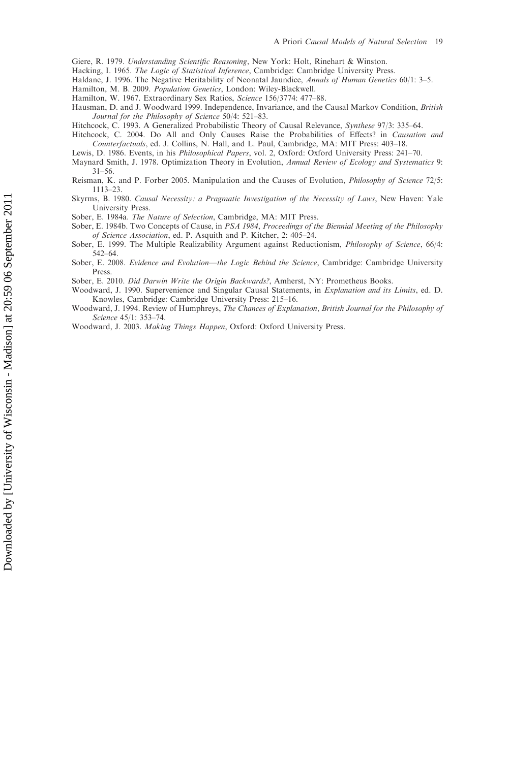Giere, R. 1979. *Understanding Scientific Reasoning*, New York: Holt, Rinehart & Winston.

Hacking, I. 1965. *The Logic of Statistical Inference*, Cambridge: Cambridge University Press.

Haldane, J. 1996. The Negative Heritability of Neonatal Jaundice, *Annals of Human Genetics* 60/1: 3–5.

Hamilton, M. B. 2009. *Population Genetics*, London: Wiley-Blackwell.

Hamilton, W. 1967. Extraordinary Sex Ratios, *Science* 156/3774: 477–88.

Hausman, D. and J. Woodward 1999. Independence, Invariance, and the Causal Markov Condition, *British Journal for the Philosophy of Science* 50/4: 521–83.

Hitchcock, C. 1993. A Generalized Probabilistic Theory of Causal Relevance, *Synthese* 97/3: 335–64.

Hitchcock, C. 2004. Do All and Only Causes Raise the Probabilities of Effects? in *Causation and Counterfactuals*, ed. J. Collins, N. Hall, and L. Paul, Cambridge, MA: MIT Press: 403–18.

Lewis, D. 1986. Events, in his *Philosophical Papers*, vol. 2, Oxford: Oxford University Press: 241–70.

Maynard Smith, J. 1978. Optimization Theory in Evolution, *Annual Review of Ecology and Systematics* 9: 31–56.

Reisman, K. and P. Forber 2005. Manipulation and the Causes of Evolution, *Philosophy of Science* 72/5: 1113–23.

Skyrms, B. 1980. *Causal Necessity: a Pragmatic Investigation of the Necessity of Laws*, New Haven: Yale University Press.

Sober, E. 1984a. *The Nature of Selection*, Cambridge, MA: MIT Press.

Sober, E. 1984b. Two Concepts of Cause, in *PSA 1984*, *Proceedings of the Biennial Meeting of the Philosophy of Science Association*, ed. P. Asquith and P. Kitcher, 2: 405–24.

Sober, E. 1999. The Multiple Realizability Argument against Reductionism, *Philosophy of Science*, 66/4: 542–64.

Sober, E. 2008. *Evidence and Evolution—the Logic Behind the Science*, Cambridge: Cambridge University Press.

Sober, E. 2010. *Did Darwin Write the Origin Backwards?*, Amherst, NY: Prometheus Books.

Woodward, J. 1990. Supervenience and Singular Causal Statements, in *Explanation and its Limits*, ed. D. Knowles, Cambridge: Cambridge University Press: 215–16.

Woodward, J. 1994. Review of Humphreys, *The Chances of Explanation*, *British Journal for the Philosophy of Science* 45/1: 353–74.

Woodward, J. 2003. *Making Things Happen*, Oxford: Oxford University Press.